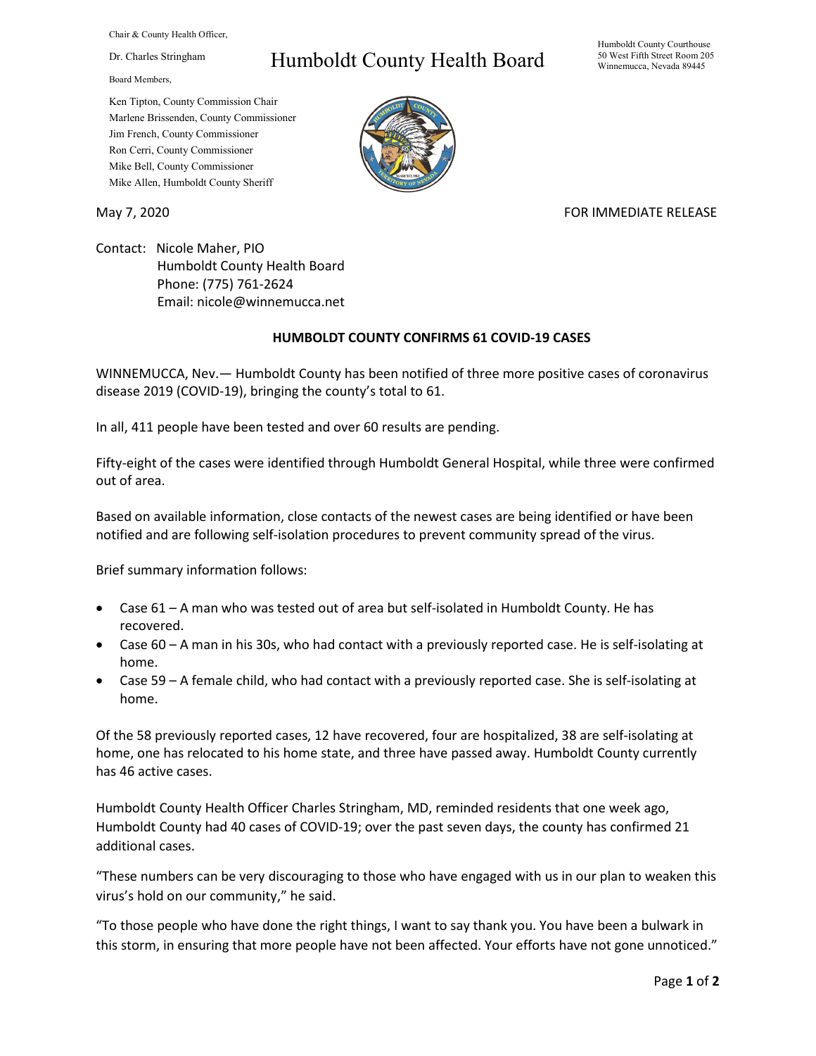Chair & County Health Officer,

Dr. Charles Stringham

Board Members,

Ken Tipton, County Commission Chair
Marlene Brissenden, County Commissioner
Jim French, County Commissioner
Ron Cerri, County Commissioner
Mike Bell, County Commissioner
Mike Allen, Humboldt County Sheriff

# Humboldt County Health Board

Humboldt County Courthouse
50 West Fifth Street Room 205
Winnemucca, Nevada 89445

May 7, 2020

FOR IMMEDIATE RELEASE

Contact: Nicole Maher, PIO
Humboldt County Health Board
Phone: (775) 761-2624
Email: nicole@winnemucca.net

**HUMBOLDT COUNTY CONFIRMS 61 COVID-19 CASES**

WINNEMUCCA, Nev.— Humboldt County has been notified of three more positive cases of coronavirus disease 2019 (COVID-19), bringing the county's total to 61.

In all, 411 people have been tested and over 60 results are pending.

Fifty-eight of the cases were identified through Humboldt General Hospital, while three were confirmed out of area.

Based on available information, close contacts of the newest cases are being identified or have been notified and are following self-isolation procedures to prevent community spread of the virus.

Brief summary information follows:

- Case 61 – A man who was tested out of area but self-isolated in Humboldt County. He has recovered.
- Case 60 – A man in his 30s, who had contact with a previously reported case. He is self-isolating at home.
- Case 59 – A female child, who had contact with a previously reported case. She is self-isolating at home.

Of the 58 previously reported cases, 12 have recovered, four are hospitalized, 38 are self-isolating at home, one has relocated to his home state, and three have passed away. Humboldt County currently has 46 active cases.

Humboldt County Health Officer Charles Stringham, MD, reminded residents that one week ago, Humboldt County had 40 cases of COVID-19; over the past seven days, the county has confirmed 21 additional cases.

"These numbers can be very discouraging to those who have engaged with us in our plan to weaken this virus's hold on our community," he said.

"To those people who have done the right things, I want to say thank you. You have been a bulwark in this storm, in ensuring that more people have not been affected. Your efforts have not gone unnoticed."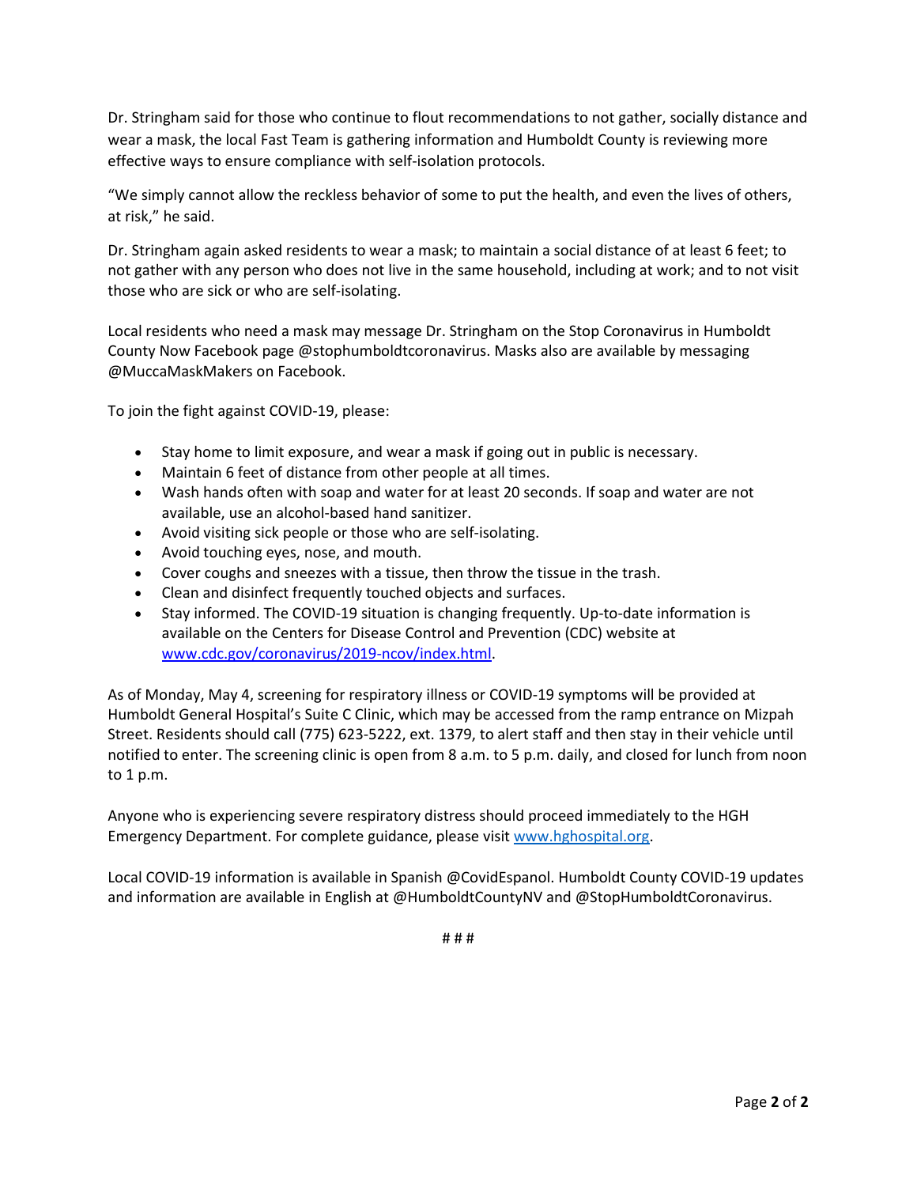Dr. Stringham said for those who continue to flout recommendations to not gather, socially distance and wear a mask, the local Fast Team is gathering information and Humboldt County is reviewing more effective ways to ensure compliance with self-isolation protocols.

"We simply cannot allow the reckless behavior of some to put the health, and even the lives of others, at risk," he said.

Dr. Stringham again asked residents to wear a mask; to maintain a social distance of at least 6 feet; to not gather with any person who does not live in the same household, including at work; and to not visit those who are sick or who are self-isolating.

Local residents who need a mask may message Dr. Stringham on the Stop Coronavirus in Humboldt County Now Facebook page @stophumboldtcoronavirus. Masks also are available by messaging @MuccaMaskMakers on Facebook.

To join the fight against COVID-19, please:

- Stay home to limit exposure, and wear a mask if going out in public is necessary.
- Maintain 6 feet of distance from other people at all times.
- Wash hands often with soap and water for at least 20 seconds. If soap and water are not available, use an alcohol-based hand sanitizer.
- Avoid visiting sick people or those who are self-isolating.
- Avoid touching eyes, nose, and mouth.
- Cover coughs and sneezes with a tissue, then throw the tissue in the trash.
- Clean and disinfect frequently touched objects and surfaces.
- Stay informed. The COVID-19 situation is changing frequently. Up-to-date information is available on the Centers for Disease Control and Prevention (CDC) website at [www.cdc.gov/coronavirus/2019-ncov/index.html](www.cdc.gov/coronavirus/2019-ncov/index.html).

As of Monday, May 4, screening for respiratory illness or COVID-19 symptoms will be provided at Humboldt General Hospital's Suite C Clinic, which may be accessed from the ramp entrance on Mizpah Street. Residents should call (775) 623-5222, ext. 1379, to alert staff and then stay in their vehicle until notified to enter. The screening clinic is open from 8 a.m. to 5 p.m. daily, and closed for lunch from noon to 1 p.m.

Anyone who is experiencing severe respiratory distress should proceed immediately to the HGH Emergency Department. For complete guidance, please visit [www.hghospital.org](www.hghospital.org).

Local COVID-19 information is available in Spanish @CovidEspanol. Humboldt County COVID-19 updates and information are available in English at @HumboldtCountyNV and @StopHumboldtCoronavirus.

# # #